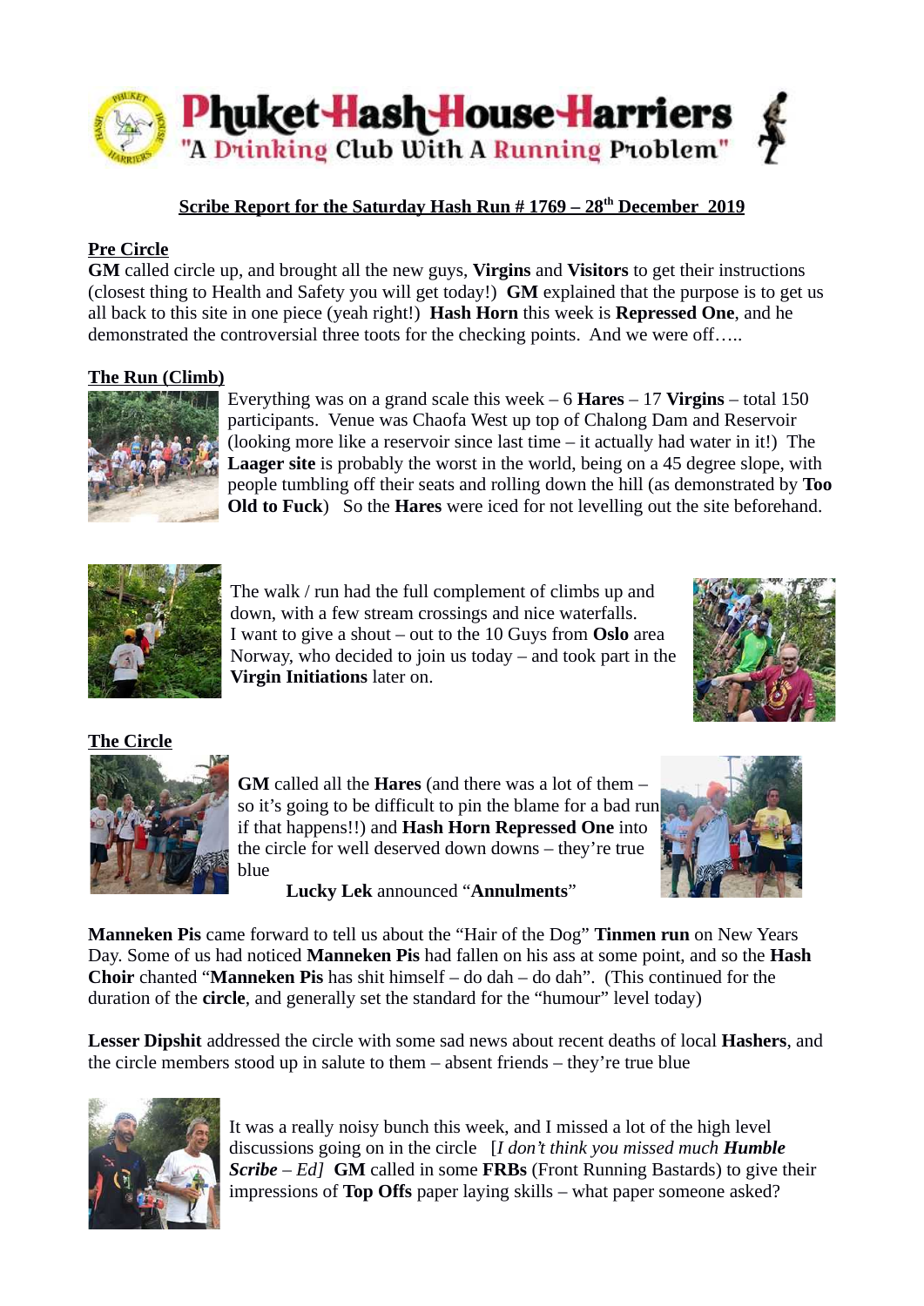# Phuket Hash House Harriers
"A Drinking Club With A Running Problem"

## Scribe Report for the Saturday Hash Run # 1769 – 28th December 2019

### Pre Circle

**GM** called circle up, and brought all the new guys, **Virgins** and **Visitors** to get their instructions (closest thing to Health and Safety you will get today!) **GM** explained that the purpose is to get us all back to this site in one piece (yeah right!) **Hash Horn** this week is **Repressed One**, and he demonstrated the controversial three toots for the checking points. And we were off…..

### The Run (Climb)

Everything was on a grand scale this week – 6 **Hares** – 17 **Virgins** – total 150 participants. Venue was Chaofa West up top of Chalong Dam and Reservoir (looking more like a reservoir since last time – it actually had water in it!) The **Laager site** is probably the worst in the world, being on a 45 degree slope, with people tumbling off their seats and rolling down the hill (as demonstrated by **Too Old to Fuck**) So the **Hares** were iced for not levelling out the site beforehand.

The walk / run had the full complement of climbs up and down, with a few stream crossings and nice waterfalls. I want to give a shout – out to the 10 Guys from **Oslo** area Norway, who decided to join us today – and took part in the **Virgin Initiations** later on.

### The Circle

**GM** called all the **Hares** (and there was a lot of them – so it's going to be difficult to pin the blame for a bad run if that happens!!) and **Hash Horn Repressed One** into the circle for well deserved down downs – they're true blue

**Lucky Lek** announced "**Annulments**"

**Manneken Pis** came forward to tell us about the "Hair of the Dog" **Tinmen run** on New Years Day. Some of us had noticed **Manneken Pis** had fallen on his ass at some point, and so the **Hash Choir** chanted "**Manneken Pis** has shit himself – do dah – do dah". (This continued for the duration of the **circle**, and generally set the standard for the "humour" level today)

**Lesser Dipshit** addressed the circle with some sad news about recent deaths of local **Hashers**, and the circle members stood up in salute to them – absent friends – they're true blue

It was a really noisy bunch this week, and I missed a lot of the high level discussions going on in the circle *[I don't think you missed much **Humble Scribe** – Ed]* **GM** called in some **FRBs** (Front Running Bastards) to give their impressions of **Top Offs** paper laying skills – what paper someone asked?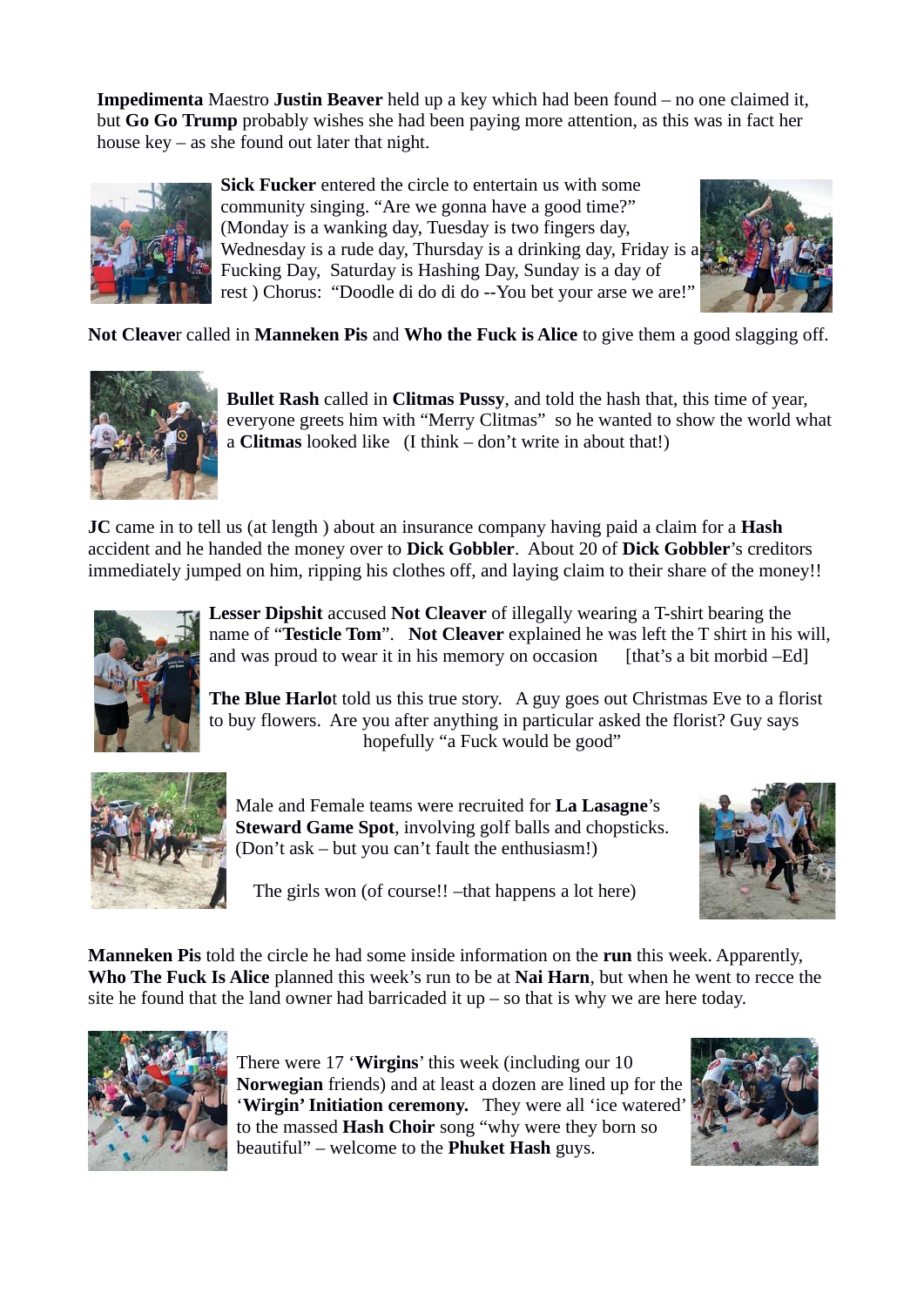**Impedimenta** Maestro **Justin Beaver** held up a key which had been found – no one claimed it, but **Go Go Trump** probably wishes she had been paying more attention, as this was in fact her house key – as she found out later that night.

**Sick Fucker** entered the circle to entertain us with some community singing. "Are we gonna have a good time?" (Monday is a wanking day, Tuesday is two fingers day, Wednesday is a rude day, Thursday is a drinking day, Friday is a Fucking Day, Saturday is Hashing Day, Sunday is a day of rest ) Chorus: "Doodle di do di do --You bet your arse we are!"

**Not Cleave**r called in **Manneken Pis** and **Who the Fuck is Alice** to give them a good slagging off.

**Bullet Rash** called in **Clitmas Pussy**, and told the hash that, this time of year, everyone greets him with "Merry Clitmas" so he wanted to show the world what a **Clitmas** looked like (I think – don't write in about that!)

**JC** came in to tell us (at length ) about an insurance company having paid a claim for a **Hash** accident and he handed the money over to **Dick Gobbler**. About 20 of **Dick Gobbler**'s creditors immediately jumped on him, ripping his clothes off, and laying claim to their share of the money!!

**Lesser Dipshit** accused **Not Cleaver** of illegally wearing a T-shirt bearing the name of "**Testicle Tom**". **Not Cleaver** explained he was left the T shirt in his will, and was proud to wear it in his memory on occasion [that's a bit morbid –Ed]

**The Blue Harlo**t told us this true story. A guy goes out Christmas Eve to a florist to buy flowers. Are you after anything in particular asked the florist? Guy says hopefully "a Fuck would be good"

Male and Female teams were recruited for **La Lasagne**'s **Steward Game Spot**, involving golf balls and chopsticks. (Don't ask – but you can't fault the enthusiasm!)

The girls won (of course!! –that happens a lot here)

**Manneken Pis** told the circle he had some inside information on the **run** this week. Apparently, **Who The Fuck Is Alice** planned this week's run to be at **Nai Harn**, but when he went to recce the site he found that the land owner had barricaded it up – so that is why we are here today.

There were 17 '**Wirgins**' this week (including our 10 **Norwegian** friends) and at least a dozen are lined up for the '**Wirgin' Initiation ceremony.** They were all 'ice watered' to the massed **Hash Choir** song "why were they born so beautiful" – welcome to the **Phuket Hash** guys.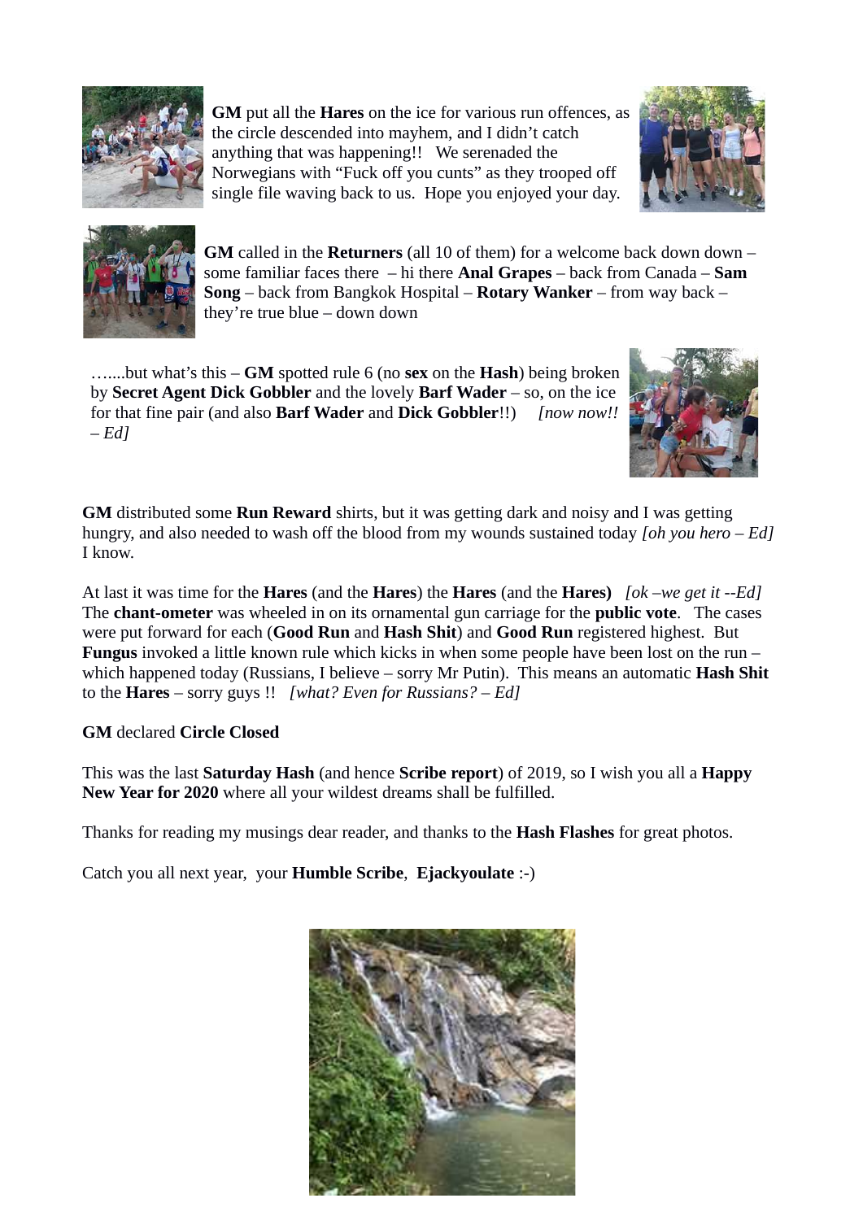**GM** put all the **Hares** on the ice for various run offences, as the circle descended into mayhem, and I didn't catch anything that was happening!! We serenaded the Norwegians with "Fuck off you cunts" as they trooped off single file waving back to us. Hope you enjoyed your day.

**GM** called in the **Returners** (all 10 of them) for a welcome back down down – some familiar faces there – hi there **Anal Grapes** – back from Canada – **Sam Song** – back from Bangkok Hospital – **Rotary Wanker** – from way back – they're true blue – down down

…....but what's this – **GM** spotted rule 6 (no **sex** on the **Hash**) being broken by **Secret Agent Dick Gobbler** and the lovely **Barf Wader** – so, on the ice for that fine pair (and also **Barf Wader** and **Dick Gobbler**!!) *[now now!! – Ed]*

**GM** distributed some **Run Reward** shirts, but it was getting dark and noisy and I was getting hungry, and also needed to wash off the blood from my wounds sustained today *[oh you hero – Ed]* I know.

At last it was time for the **Hares** (and the **Hares**) the **Hares** (and the **Hares)** *[ok –we get it --Ed]* The **chant-ometer** was wheeled in on its ornamental gun carriage for the **public vote**. The cases were put forward for each (**Good Run** and **Hash Shit**) and **Good Run** registered highest. But **Fungus** invoked a little known rule which kicks in when some people have been lost on the run – which happened today (Russians, I believe – sorry Mr Putin). This means an automatic **Hash Shit** to the **Hares** – sorry guys !! *[what? Even for Russians? – Ed]*

**GM** declared **Circle Closed**

This was the last **Saturday Hash** (and hence **Scribe report**) of 2019, so I wish you all a **Happy New Year for 2020** where all your wildest dreams shall be fulfilled.

Thanks for reading my musings dear reader, and thanks to the **Hash Flashes** for great photos.

Catch you all next year, your **Humble Scribe**, **Ejackyoulate** :-)